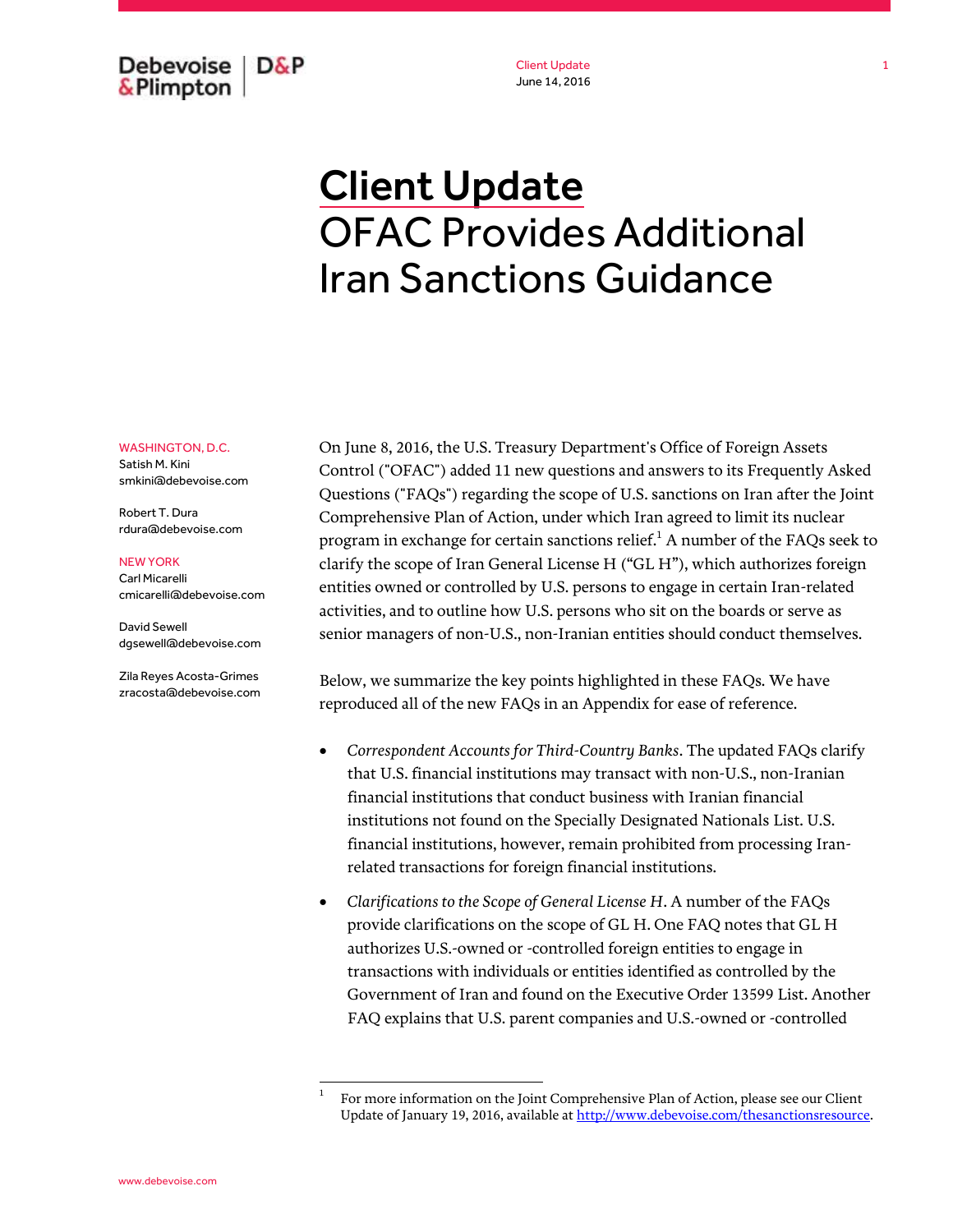# Client Update
# OFAC Provides Additional Iran Sanctions Guidance

WASHINGTON, D.C.
Satish M. Kini
smkini@debevoise.com

Robert T. Dura
rdura@debevoise.com

NEW YORK
Carl Micarelli
cmicarelli@debevoise.com

David Sewell
dgsewell@debevoise.com

Zila Reyes Acosta-Grimes
zracosta@debevoise.com

On June 8, 2016, the U.S. Treasury Department's Office of Foreign Assets Control ("OFAC") added 11 new questions and answers to its Frequently Asked Questions ("FAQs") regarding the scope of U.S. sanctions on Iran after the Joint Comprehensive Plan of Action, under which Iran agreed to limit its nuclear program in exchange for certain sanctions relief.[1] A number of the FAQs seek to clarify the scope of Iran General License H ("GL H"), which authorizes foreign entities owned or controlled by U.S. persons to engage in certain Iran-related activities, and to outline how U.S. persons who sit on the boards or serve as senior managers of non-U.S., non-Iranian entities should conduct themselves.

Below, we summarize the key points highlighted in these FAQs. We have reproduced all of the new FAQs in an Appendix for ease of reference.

- *Correspondent Accounts for Third-Country Banks*. The updated FAQs clarify that U.S. financial institutions may transact with non-U.S., non-Iranian financial institutions that conduct business with Iranian financial institutions not found on the Specially Designated Nationals List. U.S. financial institutions, however, remain prohibited from processing Iran-related transactions for foreign financial institutions.
- *Clarifications to the Scope of General License H*. A number of the FAQs provide clarifications on the scope of GL H. One FAQ notes that GL H authorizes U.S.-owned or -controlled foreign entities to engage in transactions with individuals or entities identified as controlled by the Government of Iran and found on the Executive Order 13599 List. Another FAQ explains that U.S. parent companies and U.S.-owned or -controlled

[1] For more information on the Joint Comprehensive Plan of Action, please see our Client Update of January 19, 2016, available at http://www.debevoise.com/thesanctionsresource.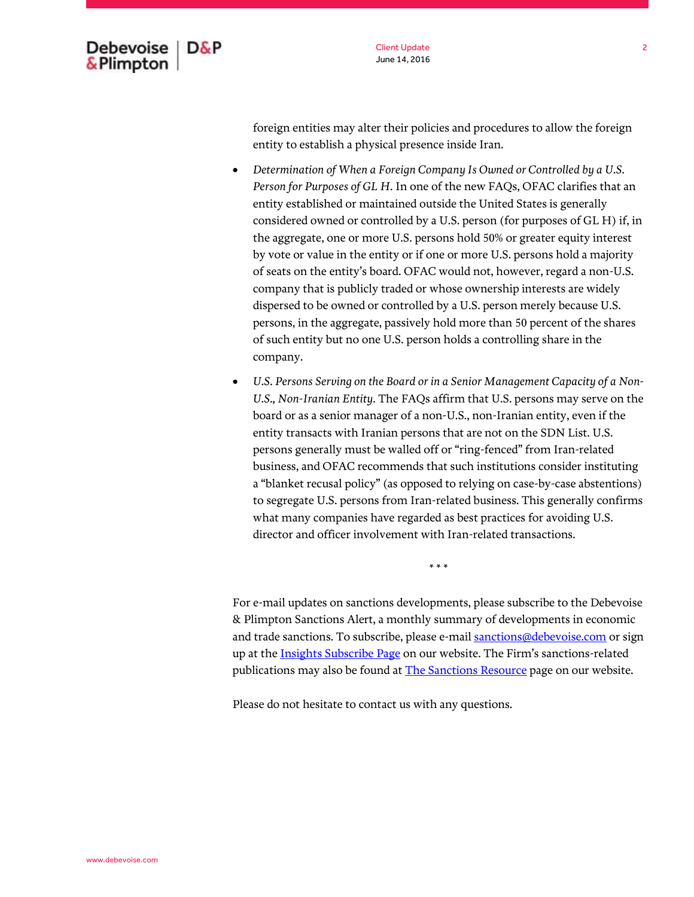foreign entities may alter their policies and procedures to allow the foreign entity to establish a physical presence inside Iran.

- *Determination of When a Foreign Company Is Owned or Controlled by a U.S. Person for Purposes of GL H*. In one of the new FAQs, OFAC clarifies that an entity established or maintained outside the United States is generally considered owned or controlled by a U.S. person (for purposes of GL H) if, in the aggregate, one or more U.S. persons hold 50% or greater equity interest by vote or value in the entity or if one or more U.S. persons hold a majority of seats on the entity's board. OFAC would not, however, regard a non-U.S. company that is publicly traded or whose ownership interests are widely dispersed to be owned or controlled by a U.S. person merely because U.S. persons, in the aggregate, passively hold more than 50 percent of the shares of such entity but no one U.S. person holds a controlling share in the company.
- *U.S. Persons Serving on the Board or in a Senior Management Capacity of a Non-U.S., Non-Iranian Entity*. The FAQs affirm that U.S. persons may serve on the board or as a senior manager of a non-U.S., non-Iranian entity, even if the entity transacts with Iranian persons that are not on the SDN List. U.S. persons generally must be walled off or "ring-fenced" from Iran-related business, and OFAC recommends that such institutions consider instituting a "blanket recusal policy" (as opposed to relying on case-by-case abstentions) to segregate U.S. persons from Iran-related business. This generally confirms what many companies have regarded as best practices for avoiding U.S. director and officer involvement with Iran-related transactions.

\* \* \*

For e-mail updates on sanctions developments, please subscribe to the Debevoise & Plimpton Sanctions Alert, a monthly summary of developments in economic and trade sanctions. To subscribe, please e-mail sanctions@debevoise.com or sign up at the Insights Subscribe Page on our website. The Firm's sanctions-related publications may also be found at The Sanctions Resource page on our website.

Please do not hesitate to contact us with any questions.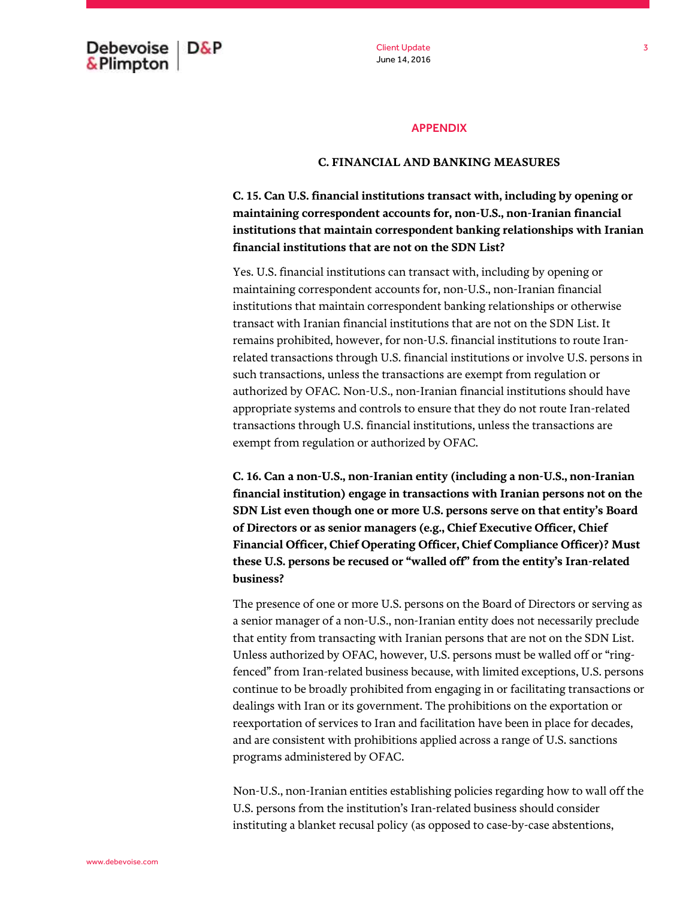## APPENDIX

### C. FINANCIAL AND BANKING MEASURES

**C. 15. Can U.S. financial institutions transact with, including by opening or maintaining correspondent accounts for, non-U.S., non-Iranian financial institutions that maintain correspondent banking relationships with Iranian financial institutions that are not on the SDN List?**

Yes. U.S. financial institutions can transact with, including by opening or maintaining correspondent accounts for, non-U.S., non-Iranian financial institutions that maintain correspondent banking relationships or otherwise transact with Iranian financial institutions that are not on the SDN List. It remains prohibited, however, for non-U.S. financial institutions to route Iran-related transactions through U.S. financial institutions or involve U.S. persons in such transactions, unless the transactions are exempt from regulation or authorized by OFAC. Non-U.S., non-Iranian financial institutions should have appropriate systems and controls to ensure that they do not route Iran-related transactions through U.S. financial institutions, unless the transactions are exempt from regulation or authorized by OFAC.

**C. 16. Can a non-U.S., non-Iranian entity (including a non-U.S., non-Iranian financial institution) engage in transactions with Iranian persons not on the SDN List even though one or more U.S. persons serve on that entity's Board of Directors or as senior managers (e.g., Chief Executive Officer, Chief Financial Officer, Chief Operating Officer, Chief Compliance Officer)? Must these U.S. persons be recused or "walled off" from the entity's Iran-related business?**

The presence of one or more U.S. persons on the Board of Directors or serving as a senior manager of a non-U.S., non-Iranian entity does not necessarily preclude that entity from transacting with Iranian persons that are not on the SDN List. Unless authorized by OFAC, however, U.S. persons must be walled off or "ring-fenced" from Iran-related business because, with limited exceptions, U.S. persons continue to be broadly prohibited from engaging in or facilitating transactions or dealings with Iran or its government. The prohibitions on the exportation or reexportation of services to Iran and facilitation have been in place for decades, and are consistent with prohibitions applied across a range of U.S. sanctions programs administered by OFAC.

Non-U.S., non-Iranian entities establishing policies regarding how to wall off the U.S. persons from the institution's Iran-related business should consider instituting a blanket recusal policy (as opposed to case-by-case abstentions,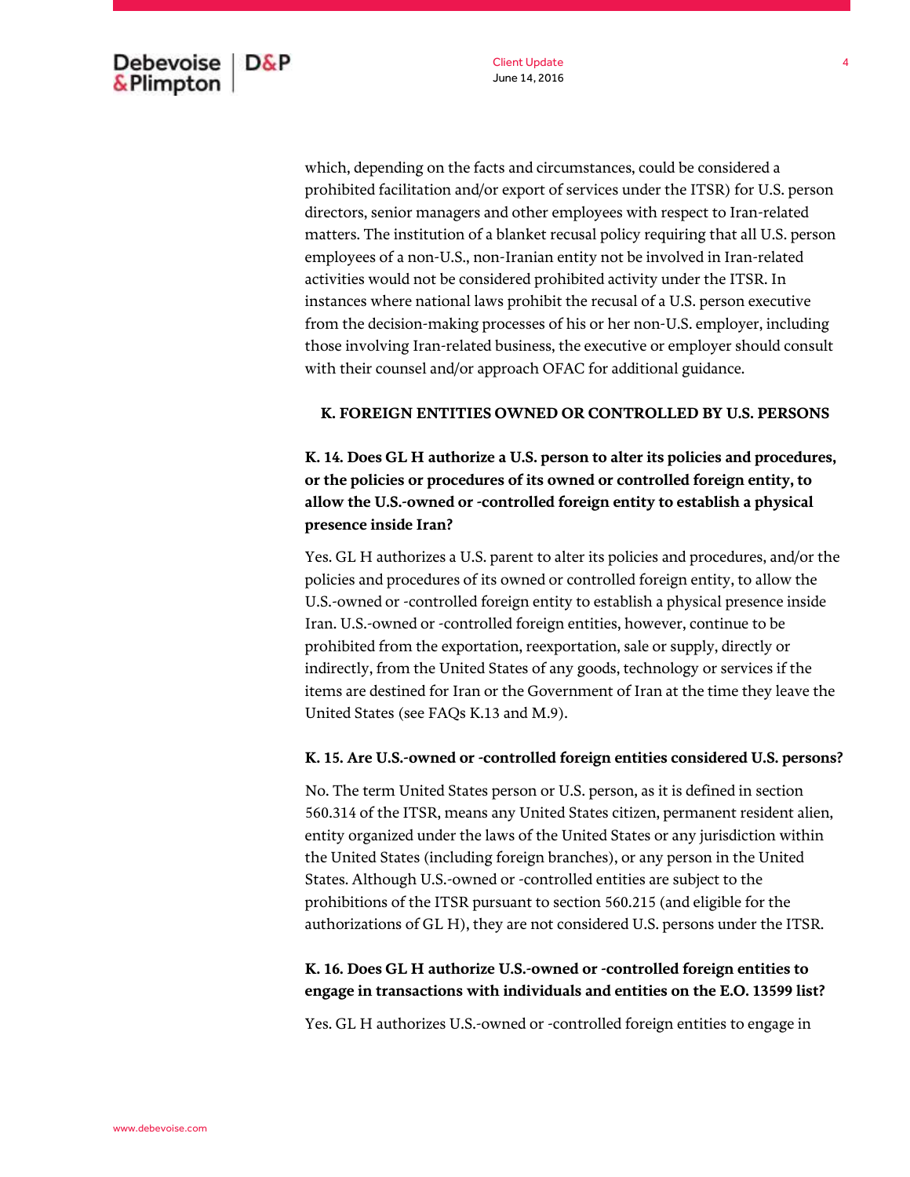which, depending on the facts and circumstances, could be considered a prohibited facilitation and/or export of services under the ITSR) for U.S. person directors, senior managers and other employees with respect to Iran-related matters. The institution of a blanket recusal policy requiring that all U.S. person employees of a non-U.S., non-Iranian entity not be involved in Iran-related activities would not be considered prohibited activity under the ITSR. In instances where national laws prohibit the recusal of a U.S. person executive from the decision-making processes of his or her non-U.S. employer, including those involving Iran-related business, the executive or employer should consult with their counsel and/or approach OFAC for additional guidance.

## K. FOREIGN ENTITIES OWNED OR CONTROLLED BY U.S. PERSONS

**K. 14. Does GL H authorize a U.S. person to alter its policies and procedures, or the policies or procedures of its owned or controlled foreign entity, to allow the U.S.-owned or -controlled foreign entity to establish a physical presence inside Iran?**

Yes. GL H authorizes a U.S. parent to alter its policies and procedures, and/or the policies and procedures of its owned or controlled foreign entity, to allow the U.S.-owned or -controlled foreign entity to establish a physical presence inside Iran. U.S.-owned or -controlled foreign entities, however, continue to be prohibited from the exportation, reexportation, sale or supply, directly or indirectly, from the United States of any goods, technology or services if the items are destined for Iran or the Government of Iran at the time they leave the United States (see FAQs K.13 and M.9).

**K. 15. Are U.S.-owned or -controlled foreign entities considered U.S. persons?**

No. The term United States person or U.S. person, as it is defined in section 560.314 of the ITSR, means any United States citizen, permanent resident alien, entity organized under the laws of the United States or any jurisdiction within the United States (including foreign branches), or any person in the United States. Although U.S.-owned or -controlled entities are subject to the prohibitions of the ITSR pursuant to section 560.215 (and eligible for the authorizations of GL H), they are not considered U.S. persons under the ITSR.

**K. 16. Does GL H authorize U.S.-owned or -controlled foreign entities to engage in transactions with individuals and entities on the E.O. 13599 list?**

Yes. GL H authorizes U.S.-owned or -controlled foreign entities to engage in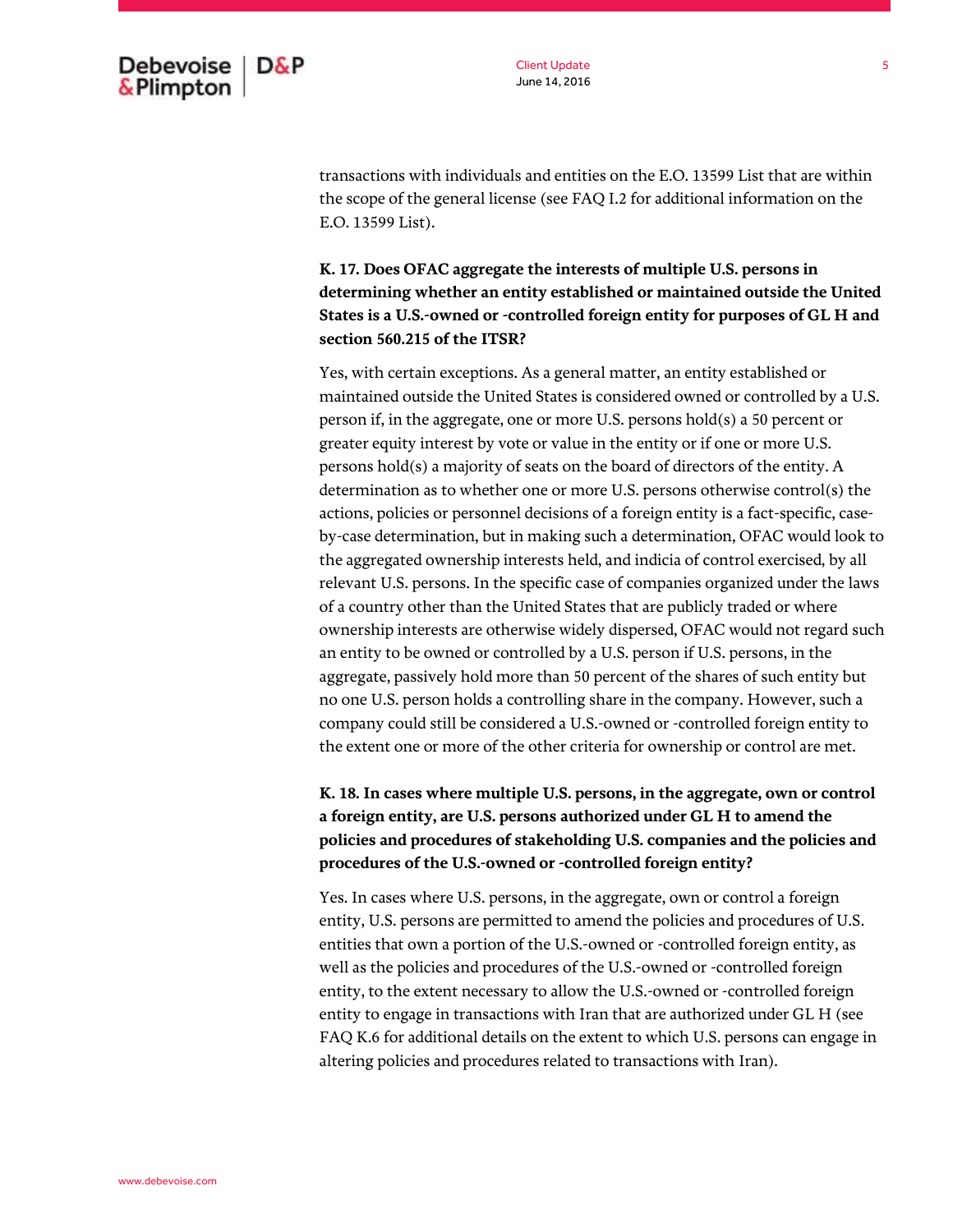transactions with individuals and entities on the E.O. 13599 List that are within the scope of the general license (see FAQ I.2 for additional information on the E.O. 13599 List).

**K. 17. Does OFAC aggregate the interests of multiple U.S. persons in determining whether an entity established or maintained outside the United States is a U.S.-owned or -controlled foreign entity for purposes of GL H and section 560.215 of the ITSR?**

Yes, with certain exceptions. As a general matter, an entity established or maintained outside the United States is considered owned or controlled by a U.S. person if, in the aggregate, one or more U.S. persons hold(s) a 50 percent or greater equity interest by vote or value in the entity or if one or more U.S. persons hold(s) a majority of seats on the board of directors of the entity. A determination as to whether one or more U.S. persons otherwise control(s) the actions, policies or personnel decisions of a foreign entity is a fact-specific, case-by-case determination, but in making such a determination, OFAC would look to the aggregated ownership interests held, and indicia of control exercised, by all relevant U.S. persons. In the specific case of companies organized under the laws of a country other than the United States that are publicly traded or where ownership interests are otherwise widely dispersed, OFAC would not regard such an entity to be owned or controlled by a U.S. person if U.S. persons, in the aggregate, passively hold more than 50 percent of the shares of such entity but no one U.S. person holds a controlling share in the company. However, such a company could still be considered a U.S.-owned or -controlled foreign entity to the extent one or more of the other criteria for ownership or control are met.

**K. 18. In cases where multiple U.S. persons, in the aggregate, own or control a foreign entity, are U.S. persons authorized under GL H to amend the policies and procedures of stakeholding U.S. companies and the policies and procedures of the U.S.-owned or -controlled foreign entity?**

Yes. In cases where U.S. persons, in the aggregate, own or control a foreign entity, U.S. persons are permitted to amend the policies and procedures of U.S. entities that own a portion of the U.S.-owned or -controlled foreign entity, as well as the policies and procedures of the U.S.-owned or -controlled foreign entity, to the extent necessary to allow the U.S.-owned or -controlled foreign entity to engage in transactions with Iran that are authorized under GL H (see FAQ K.6 for additional details on the extent to which U.S. persons can engage in altering policies and procedures related to transactions with Iran).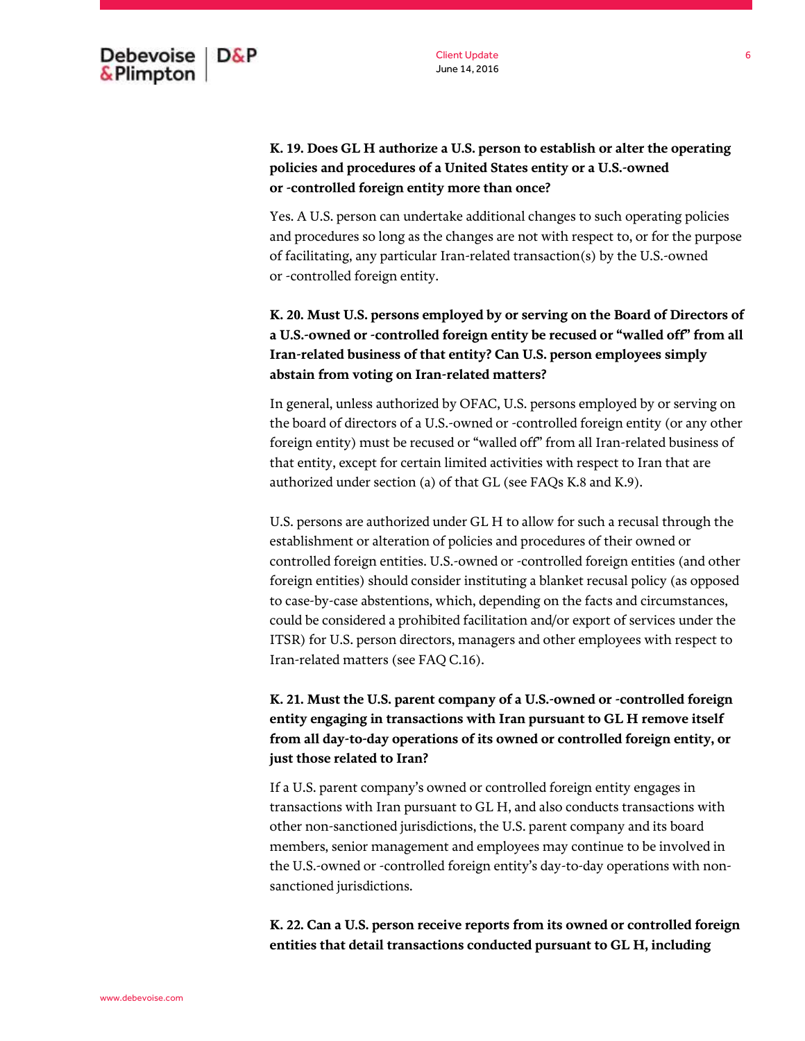**K. 19. Does GL H authorize a U.S. person to establish or alter the operating policies and procedures of a United States entity or a U.S.-owned or -controlled foreign entity more than once?**

Yes. A U.S. person can undertake additional changes to such operating policies and procedures so long as the changes are not with respect to, or for the purpose of facilitating, any particular Iran-related transaction(s) by the U.S.-owned or -controlled foreign entity.

**K. 20. Must U.S. persons employed by or serving on the Board of Directors of a U.S.-owned or -controlled foreign entity be recused or "walled off" from all Iran-related business of that entity? Can U.S. person employees simply abstain from voting on Iran-related matters?**

In general, unless authorized by OFAC, U.S. persons employed by or serving on the board of directors of a U.S.-owned or -controlled foreign entity (or any other foreign entity) must be recused or "walled off" from all Iran-related business of that entity, except for certain limited activities with respect to Iran that are authorized under section (a) of that GL (see FAQs K.8 and K.9).

U.S. persons are authorized under GL H to allow for such a recusal through the establishment or alteration of policies and procedures of their owned or controlled foreign entities. U.S.-owned or -controlled foreign entities (and other foreign entities) should consider instituting a blanket recusal policy (as opposed to case-by-case abstentions, which, depending on the facts and circumstances, could be considered a prohibited facilitation and/or export of services under the ITSR) for U.S. person directors, managers and other employees with respect to Iran-related matters (see FAQ C.16).

**K. 21. Must the U.S. parent company of a U.S.-owned or -controlled foreign entity engaging in transactions with Iran pursuant to GL H remove itself from all day-to-day operations of its owned or controlled foreign entity, or just those related to Iran?**

If a U.S. parent company's owned or controlled foreign entity engages in transactions with Iran pursuant to GL H, and also conducts transactions with other non-sanctioned jurisdictions, the U.S. parent company and its board members, senior management and employees may continue to be involved in the U.S.-owned or -controlled foreign entity's day-to-day operations with non-sanctioned jurisdictions.

**K. 22. Can a U.S. person receive reports from its owned or controlled foreign entities that detail transactions conducted pursuant to GL H, including**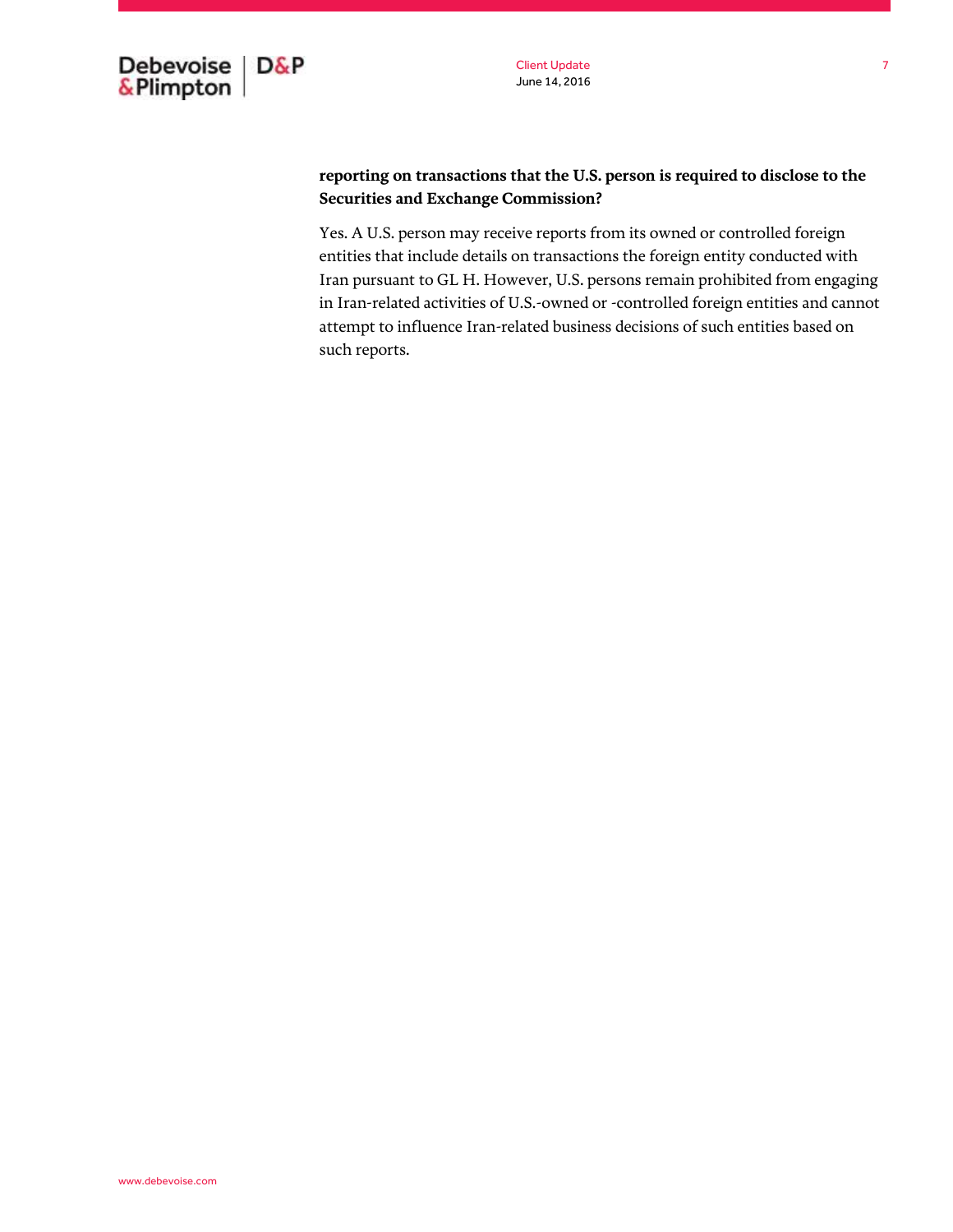**reporting on transactions that the U.S. person is required to disclose to the Securities and Exchange Commission?**

Yes. A U.S. person may receive reports from its owned or controlled foreign entities that include details on transactions the foreign entity conducted with Iran pursuant to GL H. However, U.S. persons remain prohibited from engaging in Iran-related activities of U.S.-owned or -controlled foreign entities and cannot attempt to influence Iran-related business decisions of such entities based on such reports.